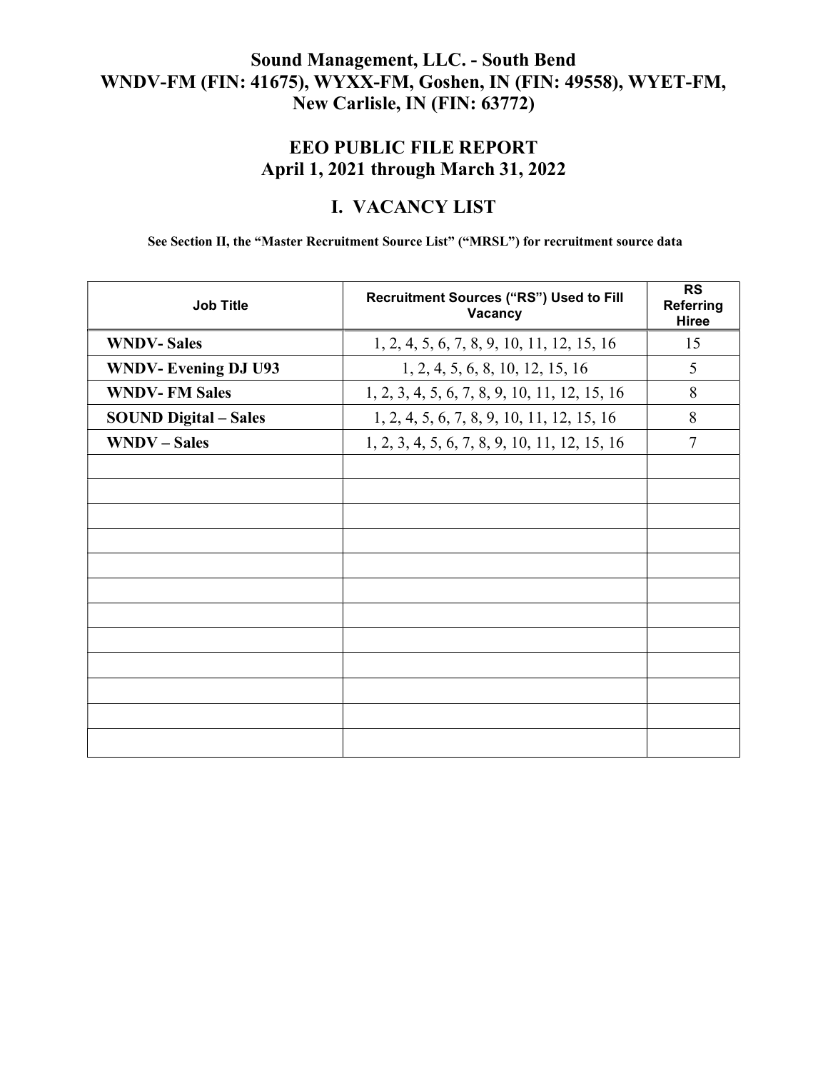# Sound Management, LLC. - South Bend
# WNDV-FM (FIN: 41675), WYXX-FM, Goshen, IN (FIN: 49558), WYET-FM, New Carlisle, IN (FIN: 63772)

## EEO PUBLIC FILE REPORT
## April 1, 2021 through March 31, 2022

## I. VACANCY LIST

**See Section II, the "Master Recruitment Source List" ("MRSL") for recruitment source data**

| Job Title | Recruitment Sources ("RS") Used to Fill Vacancy | RS Referring Hiree |
|---|---|---|
| **WNDV- Sales** | 1, 2, 4, 5, 6, 7, 8, 9, 10, 11, 12, 15, 16 | 15 |
| **WNDV- Evening DJ U93** | 1, 2, 4, 5, 6, 8, 10, 12, 15, 16 | 5 |
| **WNDV- FM Sales** | 1, 2, 3, 4, 5, 6, 7, 8, 9, 10, 11, 12, 15, 16 | 8 |
| **SOUND Digital – Sales** | 1, 2, 4, 5, 6, 7, 8, 9, 10, 11, 12, 15, 16 | 8 |
| **WNDV – Sales** | 1, 2, 3, 4, 5, 6, 7, 8, 9, 10, 11, 12, 15, 16 | 7 |
| | | |
| | | |
| | | |
| | | |
| | | |
| | | |
| | | |
| | | |
| | | |
| | | |
| | | |
| | | |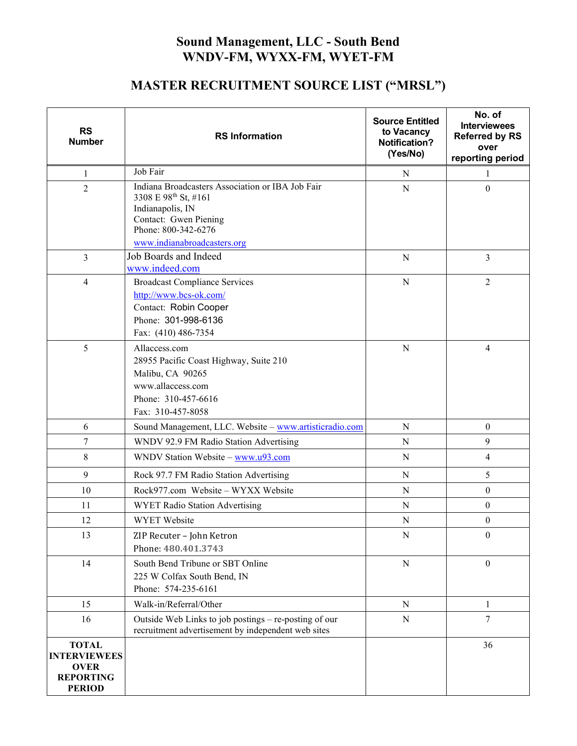# Sound Management, LLC - South Bend
# WNDV-FM, WYXX-FM, WYET-FM

## MASTER RECRUITMENT SOURCE LIST ("MRSL")

| RS Number | RS Information | Source Entitled to Vacancy Notification? (Yes/No) | No. of Interviewees Referred by RS over reporting period |
|---|---|---|---|
| 1 | Job Fair | N | 1 |
| 2 | Indiana Broadcasters Association or IBA Job Fair<br>3308 E 98th St, #161<br>Indianapolis, IN<br>Contact: Gwen Piening<br>Phone: 800-342-6276<br>www.indianabroadcasters.org | N | 0 |
| 3 | Job Boards and Indeed<br>www.indeed.com | N | 3 |
| 4 | Broadcast Compliance Services<br>http://www.bcs-ok.com/<br>Contact: Robin Cooper<br>Phone: 301-998-6136<br>Fax: (410) 486-7354 | N | 2 |
| 5 | Allaccess.com<br>28955 Pacific Coast Highway, Suite 210<br>Malibu, CA 90265<br>www.allaccess.com<br>Phone: 310-457-6616<br>Fax: 310-457-8058 | N | 4 |
| 6 | Sound Management, LLC. Website – www.artisticradio.com | N | 0 |
| 7 | WNDV 92.9 FM Radio Station Advertising | N | 9 |
| 8 | WNDV Station Website – www.u93.com | N | 4 |
| 9 | Rock 97.7 FM Radio Station Advertising | N | 5 |
| 10 | Rock977.com Website – WYXX Website | N | 0 |
| 11 | WYET Radio Station Advertising | N | 0 |
| 12 | WYET Website | N | 0 |
| 13 | ZIP Recuter – John Ketron<br>Phone: 480.401.3743 | N | 0 |
| 14 | South Bend Tribune or SBT Online<br>225 W Colfax South Bend, IN<br>Phone: 574-235-6161 | N | 0 |
| 15 | Walk-in/Referral/Other | N | 1 |
| 16 | Outside Web Links to job postings – re-posting of our recruitment advertisement by independent web sites | N | 7 |
| **TOTAL INTERVIEWEES OVER REPORTING PERIOD** | | | 36 |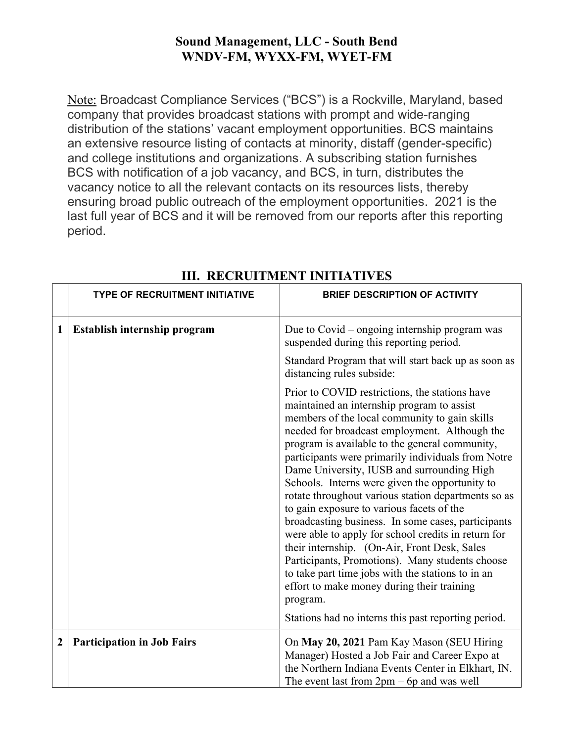**Sound Management, LLC - South Bend**
**WNDV-FM, WYXX-FM, WYET-FM**

Note: Broadcast Compliance Services ("BCS") is a Rockville, Maryland, based company that provides broadcast stations with prompt and wide-ranging distribution of the stations' vacant employment opportunities. BCS maintains an extensive resource listing of contacts at minority, distaff (gender-specific) and college institutions and organizations. A subscribing station furnishes BCS with notification of a job vacancy, and BCS, in turn, distributes the vacancy notice to all the relevant contacts on its resources lists, thereby ensuring broad public outreach of the employment opportunities. 2021 is the last full year of BCS and it will be removed from our reports after this reporting period.

## III. RECRUITMENT INITIATIVES

| | TYPE OF RECRUITMENT INITIATIVE | BRIEF DESCRIPTION OF ACTIVITY |
|---|---|---|
| **1** | **Establish internship program** | Due to Covid – ongoing internship program was suspended during this reporting period.<br><br>Standard Program that will start back up as soon as distancing rules subside:<br><br>Prior to COVID restrictions, the stations have maintained an internship program to assist members of the local community to gain skills needed for broadcast employment. Although the program is available to the general community, participants were primarily individuals from Notre Dame University, IUSB and surrounding High Schools. Interns were given the opportunity to rotate throughout various station departments so as to gain exposure to various facets of the broadcasting business. In some cases, participants were able to apply for school credits in return for their internship. (On-Air, Front Desk, Sales Participants, Promotions). Many students choose to take part time jobs with the stations to in an effort to make money during their training program.<br><br>Stations had no interns this past reporting period. |
| **2** | **Participation in Job Fairs** | On **May 20, 2021** Pam Kay Mason (SEU Hiring Manager) Hosted a Job Fair and Career Expo at the Northern Indiana Events Center in Elkhart, IN. The event last from 2pm – 6p and was well |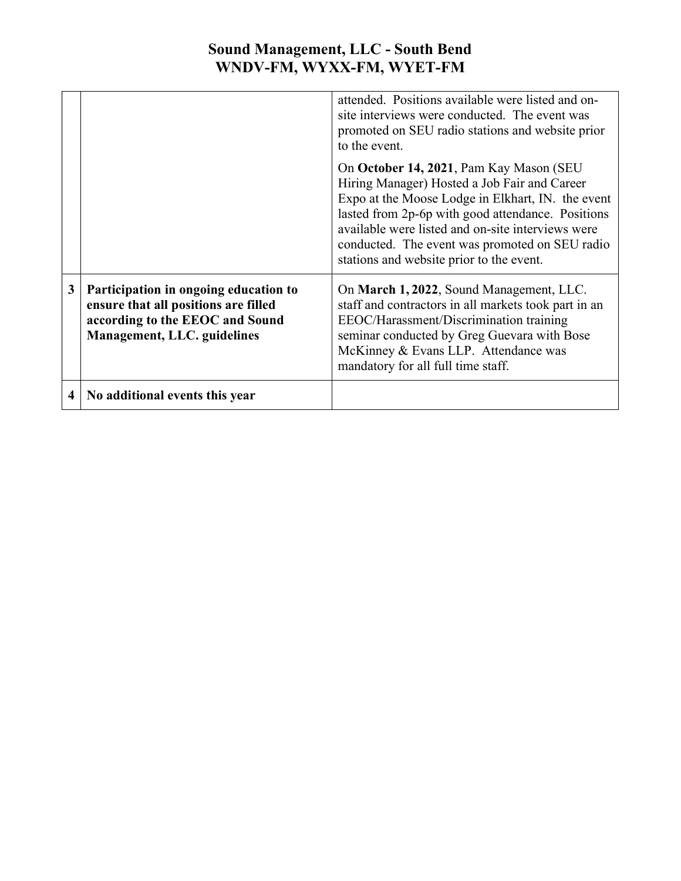# Sound Management, LLC - South Bend
## WNDV-FM, WYXX-FM, WYET-FM

| | | |
|---|---|---|
| | | attended. Positions available were listed and on-site interviews were conducted. The event was promoted on SEU radio stations and website prior to the event.<br><br>On **October 14, 2021**, Pam Kay Mason (SEU Hiring Manager) Hosted a Job Fair and Career Expo at the Moose Lodge in Elkhart, IN. the event lasted from 2p-6p with good attendance. Positions available were listed and on-site interviews were conducted. The event was promoted on SEU radio stations and website prior to the event. |
| **3** | **Participation in ongoing education to ensure that all positions are filled according to the EEOC and Sound Management, LLC. guidelines** | On **March 1, 2022**, Sound Management, LLC. staff and contractors in all markets took part in an EEOC/Harassment/Discrimination training seminar conducted by Greg Guevara with Bose McKinney & Evans LLP. Attendance was mandatory for all full time staff. |
| **4** | **No additional events this year** | |